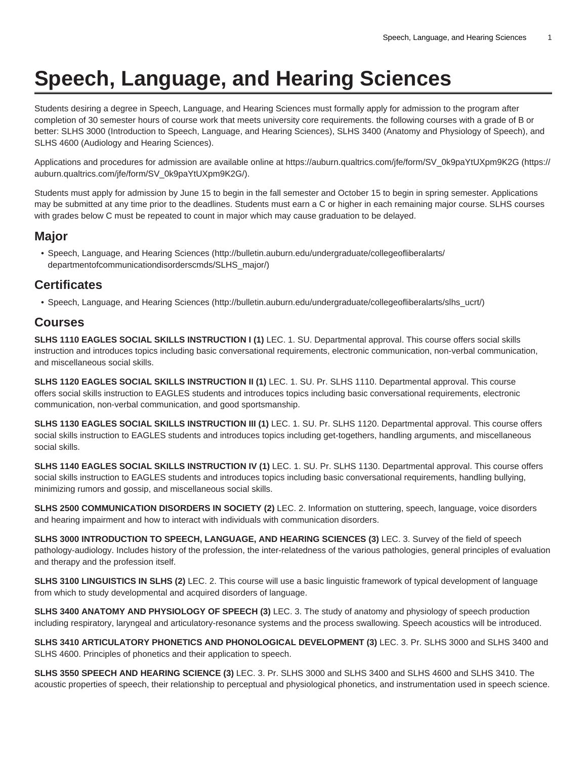# Speech, Language, and Hearing Sciences

Students desiring a degree in Speech, Language, and Hearing Sciences must formally apply for admission to the program after completion of 30 semester hours of course work that meets university core requirements. the following courses with a grade of B or better: SLHS 3000 (Introduction to Speech, Language, and Hearing Sciences), SLHS 3400 (Anatomy and Physiology of Speech), and SLHS 4600 (Audiology and Hearing Sciences).

Applications and procedures for admission are available online at https://auburn.qualtrics.com/jfe/form/SV_0k9paYtUXpm9K2G (https://auburn.qualtrics.com/jfe/form/SV_0k9paYtUXpm9K2G/).

Students must apply for admission by June 15 to begin in the fall semester and October 15 to begin in spring semester. Applications may be submitted at any time prior to the deadlines. Students must earn a C or higher in each remaining major course. SLHS courses with grades below C must be repeated to count in major which may cause graduation to be delayed.

## Major

- Speech, Language, and Hearing Sciences (http://bulletin.auburn.edu/undergraduate/collegeofliberalarts/departmentofcommunicationdisorderscmds/SLHS_major/)

## Certificates

- Speech, Language, and Hearing Sciences (http://bulletin.auburn.edu/undergraduate/collegeofliberalarts/slhs_ucrt/)

## Courses

**SLHS 1110 EAGLES SOCIAL SKILLS INSTRUCTION I (1)** LEC. 1. SU. Departmental approval. This course offers social skills instruction and introduces topics including basic conversational requirements, electronic communication, non-verbal communication, and miscellaneous social skills.

**SLHS 1120 EAGLES SOCIAL SKILLS INSTRUCTION II (1)** LEC. 1. SU. Pr. SLHS 1110. Departmental approval. This course offers social skills instruction to EAGLES students and introduces topics including basic conversational requirements, electronic communication, non-verbal communication, and good sportsmanship.

**SLHS 1130 EAGLES SOCIAL SKILLS INSTRUCTION III (1)** LEC. 1. SU. Pr. SLHS 1120. Departmental approval. This course offers social skills instruction to EAGLES students and introduces topics including get-togethers, handling arguments, and miscellaneous social skills.

**SLHS 1140 EAGLES SOCIAL SKILLS INSTRUCTION IV (1)** LEC. 1. SU. Pr. SLHS 1130. Departmental approval. This course offers social skills instruction to EAGLES students and introduces topics including basic conversational requirements, handling bullying, minimizing rumors and gossip, and miscellaneous social skills.

**SLHS 2500 COMMUNICATION DISORDERS IN SOCIETY (2)** LEC. 2. Information on stuttering, speech, language, voice disorders and hearing impairment and how to interact with individuals with communication disorders.

**SLHS 3000 INTRODUCTION TO SPEECH, LANGUAGE, AND HEARING SCIENCES (3)** LEC. 3. Survey of the field of speech pathology-audiology. Includes history of the profession, the inter-relatedness of the various pathologies, general principles of evaluation and therapy and the profession itself.

**SLHS 3100 LINGUISTICS IN SLHS (2)** LEC. 2. This course will use a basic linguistic framework of typical development of language from which to study developmental and acquired disorders of language.

**SLHS 3400 ANATOMY AND PHYSIOLOGY OF SPEECH (3)** LEC. 3. The study of anatomy and physiology of speech production including respiratory, laryngeal and articulatory-resonance systems and the process swallowing. Speech acoustics will be introduced.

**SLHS 3410 ARTICULATORY PHONETICS AND PHONOLOGICAL DEVELOPMENT (3)** LEC. 3. Pr. SLHS 3000 and SLHS 3400 and SLHS 4600. Principles of phonetics and their application to speech.

**SLHS 3550 SPEECH AND HEARING SCIENCE (3)** LEC. 3. Pr. SLHS 3000 and SLHS 3400 and SLHS 4600 and SLHS 3410. The acoustic properties of speech, their relationship to perceptual and physiological phonetics, and instrumentation used in speech science.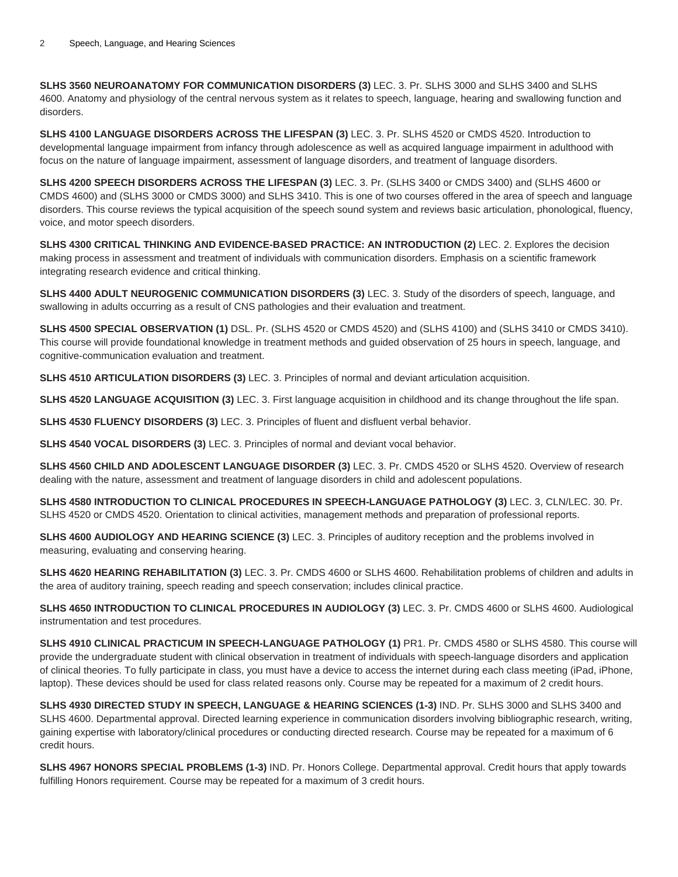**SLHS 3560 NEUROANATOMY FOR COMMUNICATION DISORDERS (3)** LEC. 3. Pr. SLHS 3000 and SLHS 3400 and SLHS 4600. Anatomy and physiology of the central nervous system as it relates to speech, language, hearing and swallowing function and disorders.

**SLHS 4100 LANGUAGE DISORDERS ACROSS THE LIFESPAN (3)** LEC. 3. Pr. SLHS 4520 or CMDS 4520. Introduction to developmental language impairment from infancy through adolescence as well as acquired language impairment in adulthood with focus on the nature of language impairment, assessment of language disorders, and treatment of language disorders.

**SLHS 4200 SPEECH DISORDERS ACROSS THE LIFESPAN (3)** LEC. 3. Pr. (SLHS 3400 or CMDS 3400) and (SLHS 4600 or CMDS 4600) and (SLHS 3000 or CMDS 3000) and SLHS 3410. This is one of two courses offered in the area of speech and language disorders. This course reviews the typical acquisition of the speech sound system and reviews basic articulation, phonological, fluency, voice, and motor speech disorders.

**SLHS 4300 CRITICAL THINKING AND EVIDENCE-BASED PRACTICE: AN INTRODUCTION (2)** LEC. 2. Explores the decision making process in assessment and treatment of individuals with communication disorders. Emphasis on a scientific framework integrating research evidence and critical thinking.

**SLHS 4400 ADULT NEUROGENIC COMMUNICATION DISORDERS (3)** LEC. 3. Study of the disorders of speech, language, and swallowing in adults occurring as a result of CNS pathologies and their evaluation and treatment.

**SLHS 4500 SPECIAL OBSERVATION (1)** DSL. Pr. (SLHS 4520 or CMDS 4520) and (SLHS 4100) and (SLHS 3410 or CMDS 3410). This course will provide foundational knowledge in treatment methods and guided observation of 25 hours in speech, language, and cognitive-communication evaluation and treatment.

**SLHS 4510 ARTICULATION DISORDERS (3)** LEC. 3. Principles of normal and deviant articulation acquisition.

**SLHS 4520 LANGUAGE ACQUISITION (3)** LEC. 3. First language acquisition in childhood and its change throughout the life span.

**SLHS 4530 FLUENCY DISORDERS (3)** LEC. 3. Principles of fluent and disfluent verbal behavior.

**SLHS 4540 VOCAL DISORDERS (3)** LEC. 3. Principles of normal and deviant vocal behavior.

**SLHS 4560 CHILD AND ADOLESCENT LANGUAGE DISORDER (3)** LEC. 3. Pr. CMDS 4520 or SLHS 4520. Overview of research dealing with the nature, assessment and treatment of language disorders in child and adolescent populations.

**SLHS 4580 INTRODUCTION TO CLINICAL PROCEDURES IN SPEECH-LANGUAGE PATHOLOGY (3)** LEC. 3, CLN/LEC. 30. Pr. SLHS 4520 or CMDS 4520. Orientation to clinical activities, management methods and preparation of professional reports.

**SLHS 4600 AUDIOLOGY AND HEARING SCIENCE (3)** LEC. 3. Principles of auditory reception and the problems involved in measuring, evaluating and conserving hearing.

**SLHS 4620 HEARING REHABILITATION (3)** LEC. 3. Pr. CMDS 4600 or SLHS 4600. Rehabilitation problems of children and adults in the area of auditory training, speech reading and speech conservation; includes clinical practice.

**SLHS 4650 INTRODUCTION TO CLINICAL PROCEDURES IN AUDIOLOGY (3)** LEC. 3. Pr. CMDS 4600 or SLHS 4600. Audiological instrumentation and test procedures.

**SLHS 4910 CLINICAL PRACTICUM IN SPEECH-LANGUAGE PATHOLOGY (1)** PR1. Pr. CMDS 4580 or SLHS 4580. This course will provide the undergraduate student with clinical observation in treatment of individuals with speech-language disorders and application of clinical theories. To fully participate in class, you must have a device to access the internet during each class meeting (iPad, iPhone, laptop). These devices should be used for class related reasons only. Course may be repeated for a maximum of 2 credit hours.

**SLHS 4930 DIRECTED STUDY IN SPEECH, LANGUAGE & HEARING SCIENCES (1-3)** IND. Pr. SLHS 3000 and SLHS 3400 and SLHS 4600. Departmental approval. Directed learning experience in communication disorders involving bibliographic research, writing, gaining expertise with laboratory/clinical procedures or conducting directed research. Course may be repeated for a maximum of 6 credit hours.

**SLHS 4967 HONORS SPECIAL PROBLEMS (1-3)** IND. Pr. Honors College. Departmental approval. Credit hours that apply towards fulfilling Honors requirement. Course may be repeated for a maximum of 3 credit hours.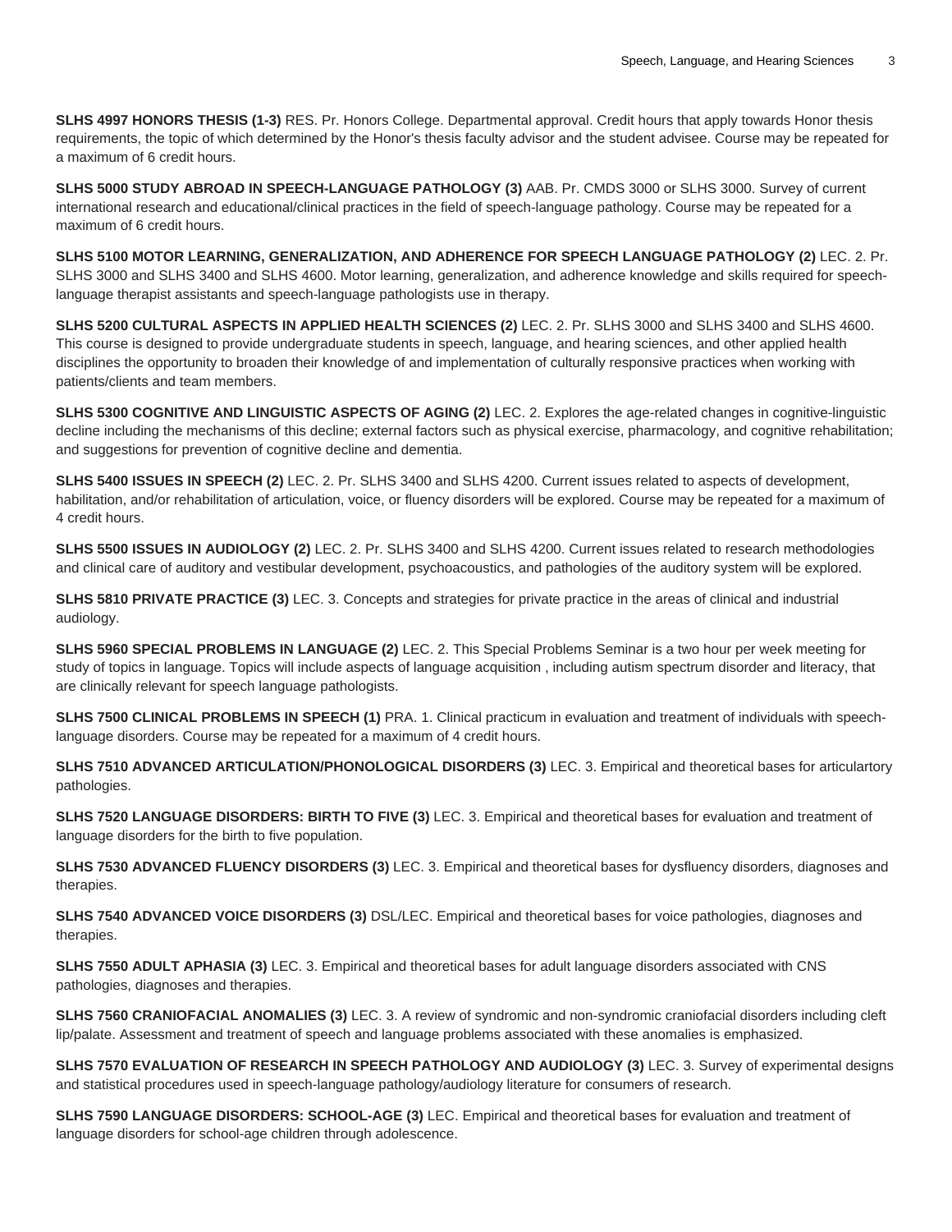**SLHS 4997 HONORS THESIS (1-3)** RES. Pr. Honors College. Departmental approval. Credit hours that apply towards Honor thesis requirements, the topic of which determined by the Honor's thesis faculty advisor and the student advisee. Course may be repeated for a maximum of 6 credit hours.

**SLHS 5000 STUDY ABROAD IN SPEECH-LANGUAGE PATHOLOGY (3)** AAB. Pr. CMDS 3000 or SLHS 3000. Survey of current international research and educational/clinical practices in the field of speech-language pathology. Course may be repeated for a maximum of 6 credit hours.

**SLHS 5100 MOTOR LEARNING, GENERALIZATION, AND ADHERENCE FOR SPEECH LANGUAGE PATHOLOGY (2)** LEC. 2. Pr. SLHS 3000 and SLHS 3400 and SLHS 4600. Motor learning, generalization, and adherence knowledge and skills required for speech-language therapist assistants and speech-language pathologists use in therapy.

**SLHS 5200 CULTURAL ASPECTS IN APPLIED HEALTH SCIENCES (2)** LEC. 2. Pr. SLHS 3000 and SLHS 3400 and SLHS 4600. This course is designed to provide undergraduate students in speech, language, and hearing sciences, and other applied health disciplines the opportunity to broaden their knowledge of and implementation of culturally responsive practices when working with patients/clients and team members.

**SLHS 5300 COGNITIVE AND LINGUISTIC ASPECTS OF AGING (2)** LEC. 2. Explores the age-related changes in cognitive-linguistic decline including the mechanisms of this decline; external factors such as physical exercise, pharmacology, and cognitive rehabilitation; and suggestions for prevention of cognitive decline and dementia.

**SLHS 5400 ISSUES IN SPEECH (2)** LEC. 2. Pr. SLHS 3400 and SLHS 4200. Current issues related to aspects of development, habilitation, and/or rehabilitation of articulation, voice, or fluency disorders will be explored. Course may be repeated for a maximum of 4 credit hours.

**SLHS 5500 ISSUES IN AUDIOLOGY (2)** LEC. 2. Pr. SLHS 3400 and SLHS 4200. Current issues related to research methodologies and clinical care of auditory and vestibular development, psychoacoustics, and pathologies of the auditory system will be explored.

**SLHS 5810 PRIVATE PRACTICE (3)** LEC. 3. Concepts and strategies for private practice in the areas of clinical and industrial audiology.

**SLHS 5960 SPECIAL PROBLEMS IN LANGUAGE (2)** LEC. 2. This Special Problems Seminar is a two hour per week meeting for study of topics in language. Topics will include aspects of language acquisition , including autism spectrum disorder and literacy, that are clinically relevant for speech language pathologists.

**SLHS 7500 CLINICAL PROBLEMS IN SPEECH (1)** PRA. 1. Clinical practicum in evaluation and treatment of individuals with speech-language disorders. Course may be repeated for a maximum of 4 credit hours.

**SLHS 7510 ADVANCED ARTICULATION/PHONOLOGICAL DISORDERS (3)** LEC. 3. Empirical and theoretical bases for articulartory pathologies.

**SLHS 7520 LANGUAGE DISORDERS: BIRTH TO FIVE (3)** LEC. 3. Empirical and theoretical bases for evaluation and treatment of language disorders for the birth to five population.

**SLHS 7530 ADVANCED FLUENCY DISORDERS (3)** LEC. 3. Empirical and theoretical bases for dysfluency disorders, diagnoses and therapies.

**SLHS 7540 ADVANCED VOICE DISORDERS (3)** DSL/LEC. Empirical and theoretical bases for voice pathologies, diagnoses and therapies.

**SLHS 7550 ADULT APHASIA (3)** LEC. 3. Empirical and theoretical bases for adult language disorders associated with CNS pathologies, diagnoses and therapies.

**SLHS 7560 CRANIOFACIAL ANOMALIES (3)** LEC. 3. A review of syndromic and non-syndromic craniofacial disorders including cleft lip/palate. Assessment and treatment of speech and language problems associated with these anomalies is emphasized.

**SLHS 7570 EVALUATION OF RESEARCH IN SPEECH PATHOLOGY AND AUDIOLOGY (3)** LEC. 3. Survey of experimental designs and statistical procedures used in speech-language pathology/audiology literature for consumers of research.

**SLHS 7590 LANGUAGE DISORDERS: SCHOOL-AGE (3)** LEC. Empirical and theoretical bases for evaluation and treatment of language disorders for school-age children through adolescence.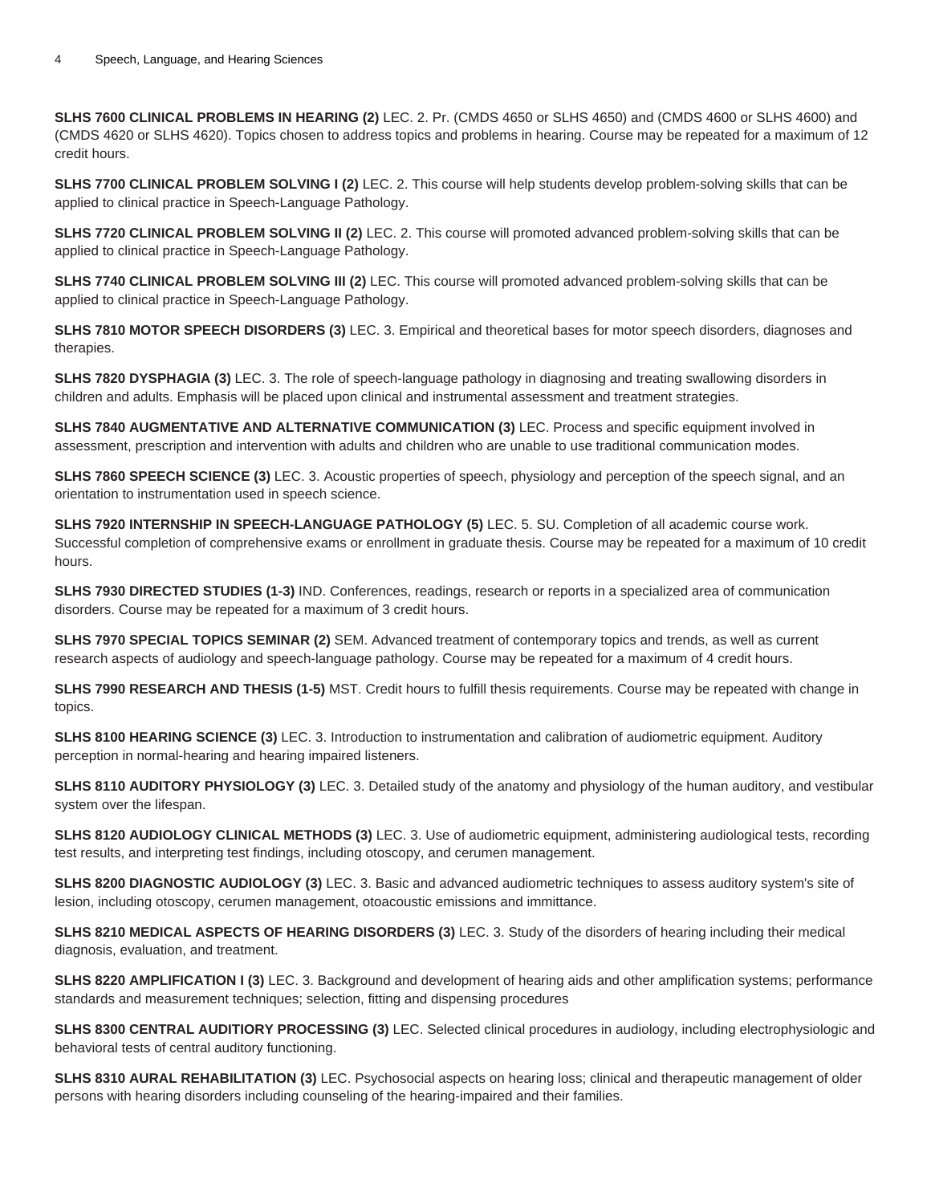**SLHS 7600 CLINICAL PROBLEMS IN HEARING (2)** LEC. 2. Pr. (CMDS 4650 or SLHS 4650) and (CMDS 4600 or SLHS 4600) and (CMDS 4620 or SLHS 4620). Topics chosen to address topics and problems in hearing. Course may be repeated for a maximum of 12 credit hours.

**SLHS 7700 CLINICAL PROBLEM SOLVING I (2)** LEC. 2. This course will help students develop problem-solving skills that can be applied to clinical practice in Speech-Language Pathology.

**SLHS 7720 CLINICAL PROBLEM SOLVING II (2)** LEC. 2. This course will promoted advanced problem-solving skills that can be applied to clinical practice in Speech-Language Pathology.

**SLHS 7740 CLINICAL PROBLEM SOLVING III (2)** LEC. This course will promoted advanced problem-solving skills that can be applied to clinical practice in Speech-Language Pathology.

**SLHS 7810 MOTOR SPEECH DISORDERS (3)** LEC. 3. Empirical and theoretical bases for motor speech disorders, diagnoses and therapies.

**SLHS 7820 DYSPHAGIA (3)** LEC. 3. The role of speech-language pathology in diagnosing and treating swallowing disorders in children and adults. Emphasis will be placed upon clinical and instrumental assessment and treatment strategies.

**SLHS 7840 AUGMENTATIVE AND ALTERNATIVE COMMUNICATION (3)** LEC. Process and specific equipment involved in assessment, prescription and intervention with adults and children who are unable to use traditional communication modes.

**SLHS 7860 SPEECH SCIENCE (3)** LEC. 3. Acoustic properties of speech, physiology and perception of the speech signal, and an orientation to instrumentation used in speech science.

**SLHS 7920 INTERNSHIP IN SPEECH-LANGUAGE PATHOLOGY (5)** LEC. 5. SU. Completion of all academic course work. Successful completion of comprehensive exams or enrollment in graduate thesis. Course may be repeated for a maximum of 10 credit hours.

**SLHS 7930 DIRECTED STUDIES (1-3)** IND. Conferences, readings, research or reports in a specialized area of communication disorders. Course may be repeated for a maximum of 3 credit hours.

**SLHS 7970 SPECIAL TOPICS SEMINAR (2)** SEM. Advanced treatment of contemporary topics and trends, as well as current research aspects of audiology and speech-language pathology. Course may be repeated for a maximum of 4 credit hours.

**SLHS 7990 RESEARCH AND THESIS (1-5)** MST. Credit hours to fulfill thesis requirements. Course may be repeated with change in topics.

**SLHS 8100 HEARING SCIENCE (3)** LEC. 3. Introduction to instrumentation and calibration of audiometric equipment. Auditory perception in normal-hearing and hearing impaired listeners.

**SLHS 8110 AUDITORY PHYSIOLOGY (3)** LEC. 3. Detailed study of the anatomy and physiology of the human auditory, and vestibular system over the lifespan.

**SLHS 8120 AUDIOLOGY CLINICAL METHODS (3)** LEC. 3. Use of audiometric equipment, administering audiological tests, recording test results, and interpreting test findings, including otoscopy, and cerumen management.

**SLHS 8200 DIAGNOSTIC AUDIOLOGY (3)** LEC. 3. Basic and advanced audiometric techniques to assess auditory system's site of lesion, including otoscopy, cerumen management, otoacoustic emissions and immittance.

**SLHS 8210 MEDICAL ASPECTS OF HEARING DISORDERS (3)** LEC. 3. Study of the disorders of hearing including their medical diagnosis, evaluation, and treatment.

**SLHS 8220 AMPLIFICATION I (3)** LEC. 3. Background and development of hearing aids and other amplification systems; performance standards and measurement techniques; selection, fitting and dispensing procedures

**SLHS 8300 CENTRAL AUDITIORY PROCESSING (3)** LEC. Selected clinical procedures in audiology, including electrophysiologic and behavioral tests of central auditory functioning.

**SLHS 8310 AURAL REHABILITATION (3)** LEC. Psychosocial aspects on hearing loss; clinical and therapeutic management of older persons with hearing disorders including counseling of the hearing-impaired and their families.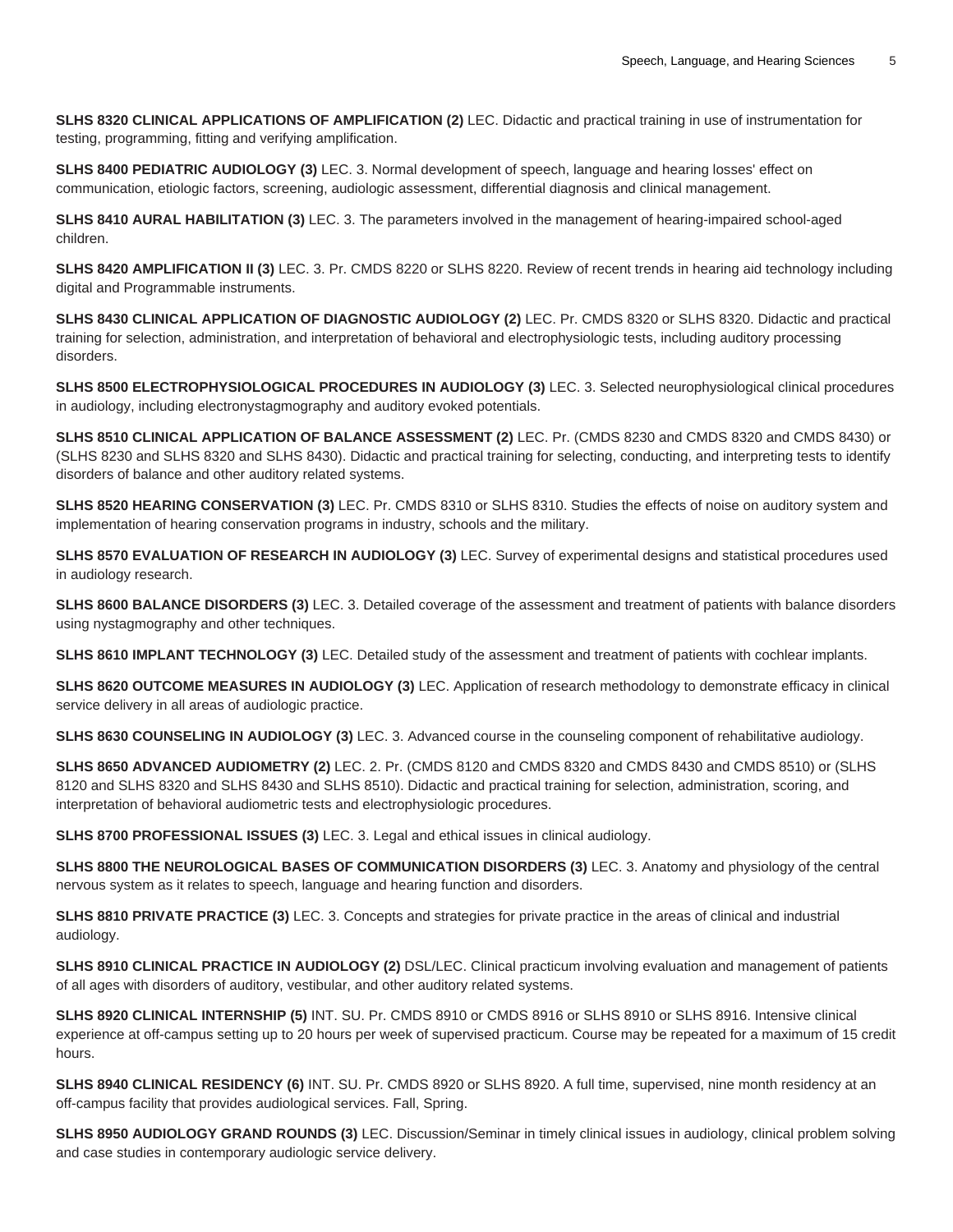**SLHS 8320 CLINICAL APPLICATIONS OF AMPLIFICATION (2)** LEC. Didactic and practical training in use of instrumentation for testing, programming, fitting and verifying amplification.

**SLHS 8400 PEDIATRIC AUDIOLOGY (3)** LEC. 3. Normal development of speech, language and hearing losses' effect on communication, etiologic factors, screening, audiologic assessment, differential diagnosis and clinical management.

**SLHS 8410 AURAL HABILITATION (3)** LEC. 3. The parameters involved in the management of hearing-impaired school-aged children.

**SLHS 8420 AMPLIFICATION II (3)** LEC. 3. Pr. CMDS 8220 or SLHS 8220. Review of recent trends in hearing aid technology including digital and Programmable instruments.

**SLHS 8430 CLINICAL APPLICATION OF DIAGNOSTIC AUDIOLOGY (2)** LEC. Pr. CMDS 8320 or SLHS 8320. Didactic and practical training for selection, administration, and interpretation of behavioral and electrophysiologic tests, including auditory processing disorders.

**SLHS 8500 ELECTROPHYSIOLOGICAL PROCEDURES IN AUDIOLOGY (3)** LEC. 3. Selected neurophysiological clinical procedures in audiology, including electronystagmography and auditory evoked potentials.

**SLHS 8510 CLINICAL APPLICATION OF BALANCE ASSESSMENT (2)** LEC. Pr. (CMDS 8230 and CMDS 8320 and CMDS 8430) or (SLHS 8230 and SLHS 8320 and SLHS 8430). Didactic and practical training for selecting, conducting, and interpreting tests to identify disorders of balance and other auditory related systems.

**SLHS 8520 HEARING CONSERVATION (3)** LEC. Pr. CMDS 8310 or SLHS 8310. Studies the effects of noise on auditory system and implementation of hearing conservation programs in industry, schools and the military.

**SLHS 8570 EVALUATION OF RESEARCH IN AUDIOLOGY (3)** LEC. Survey of experimental designs and statistical procedures used in audiology research.

**SLHS 8600 BALANCE DISORDERS (3)** LEC. 3. Detailed coverage of the assessment and treatment of patients with balance disorders using nystagmography and other techniques.

**SLHS 8610 IMPLANT TECHNOLOGY (3)** LEC. Detailed study of the assessment and treatment of patients with cochlear implants.

**SLHS 8620 OUTCOME MEASURES IN AUDIOLOGY (3)** LEC. Application of research methodology to demonstrate efficacy in clinical service delivery in all areas of audiologic practice.

**SLHS 8630 COUNSELING IN AUDIOLOGY (3)** LEC. 3. Advanced course in the counseling component of rehabilitative audiology.

**SLHS 8650 ADVANCED AUDIOMETRY (2)** LEC. 2. Pr. (CMDS 8120 and CMDS 8320 and CMDS 8430 and CMDS 8510) or (SLHS 8120 and SLHS 8320 and SLHS 8430 and SLHS 8510). Didactic and practical training for selection, administration, scoring, and interpretation of behavioral audiometric tests and electrophysiologic procedures.

**SLHS 8700 PROFESSIONAL ISSUES (3)** LEC. 3. Legal and ethical issues in clinical audiology.

**SLHS 8800 THE NEUROLOGICAL BASES OF COMMUNICATION DISORDERS (3)** LEC. 3. Anatomy and physiology of the central nervous system as it relates to speech, language and hearing function and disorders.

**SLHS 8810 PRIVATE PRACTICE (3)** LEC. 3. Concepts and strategies for private practice in the areas of clinical and industrial audiology.

**SLHS 8910 CLINICAL PRACTICE IN AUDIOLOGY (2)** DSL/LEC. Clinical practicum involving evaluation and management of patients of all ages with disorders of auditory, vestibular, and other auditory related systems.

**SLHS 8920 CLINICAL INTERNSHIP (5)** INT. SU. Pr. CMDS 8910 or CMDS 8916 or SLHS 8910 or SLHS 8916. Intensive clinical experience at off-campus setting up to 20 hours per week of supervised practicum. Course may be repeated for a maximum of 15 credit hours.

**SLHS 8940 CLINICAL RESIDENCY (6)** INT. SU. Pr. CMDS 8920 or SLHS 8920. A full time, supervised, nine month residency at an off-campus facility that provides audiological services. Fall, Spring.

**SLHS 8950 AUDIOLOGY GRAND ROUNDS (3)** LEC. Discussion/Seminar in timely clinical issues in audiology, clinical problem solving and case studies in contemporary audiologic service delivery.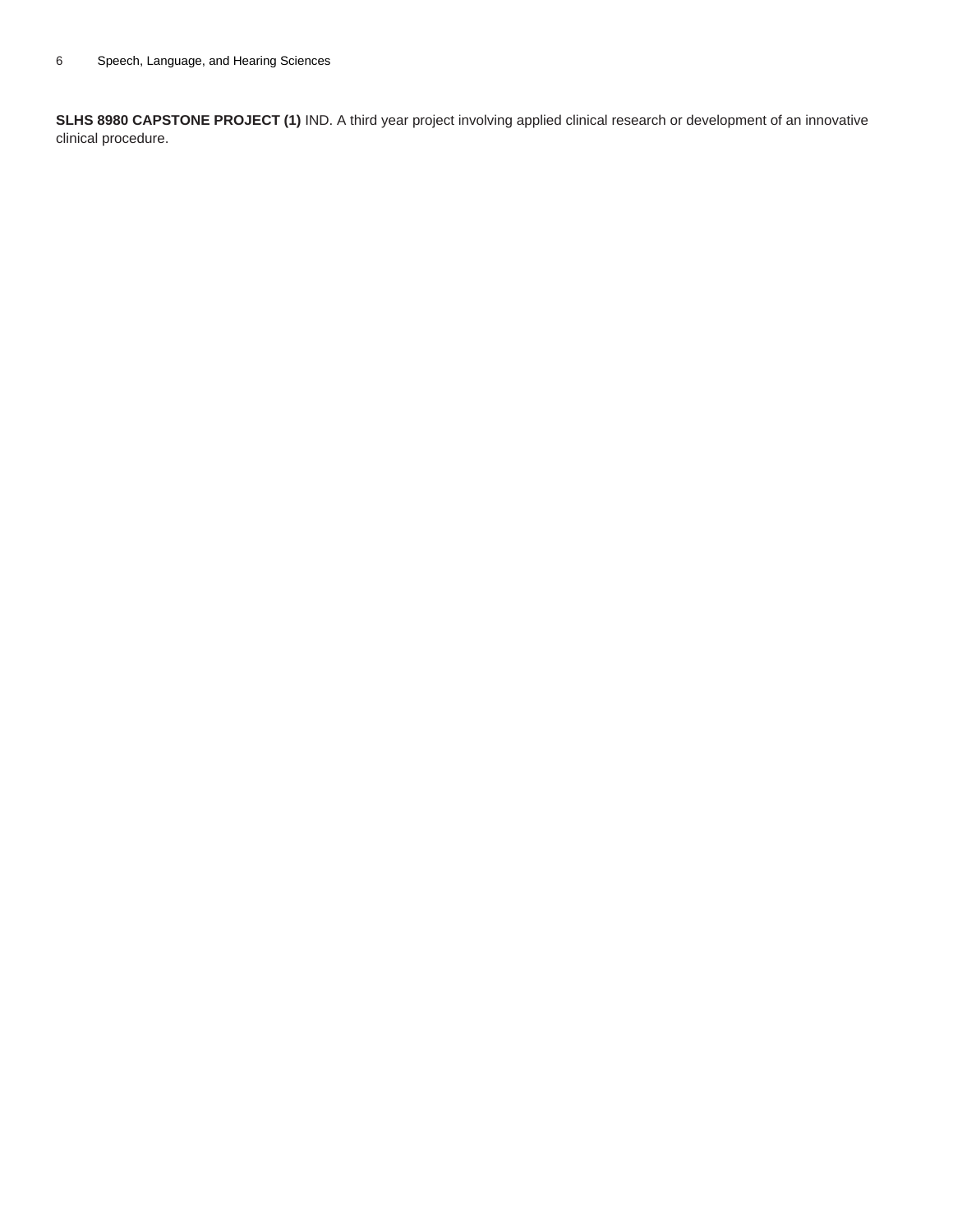**SLHS 8980 CAPSTONE PROJECT (1)** IND. A third year project involving applied clinical research or development of an innovative clinical procedure.